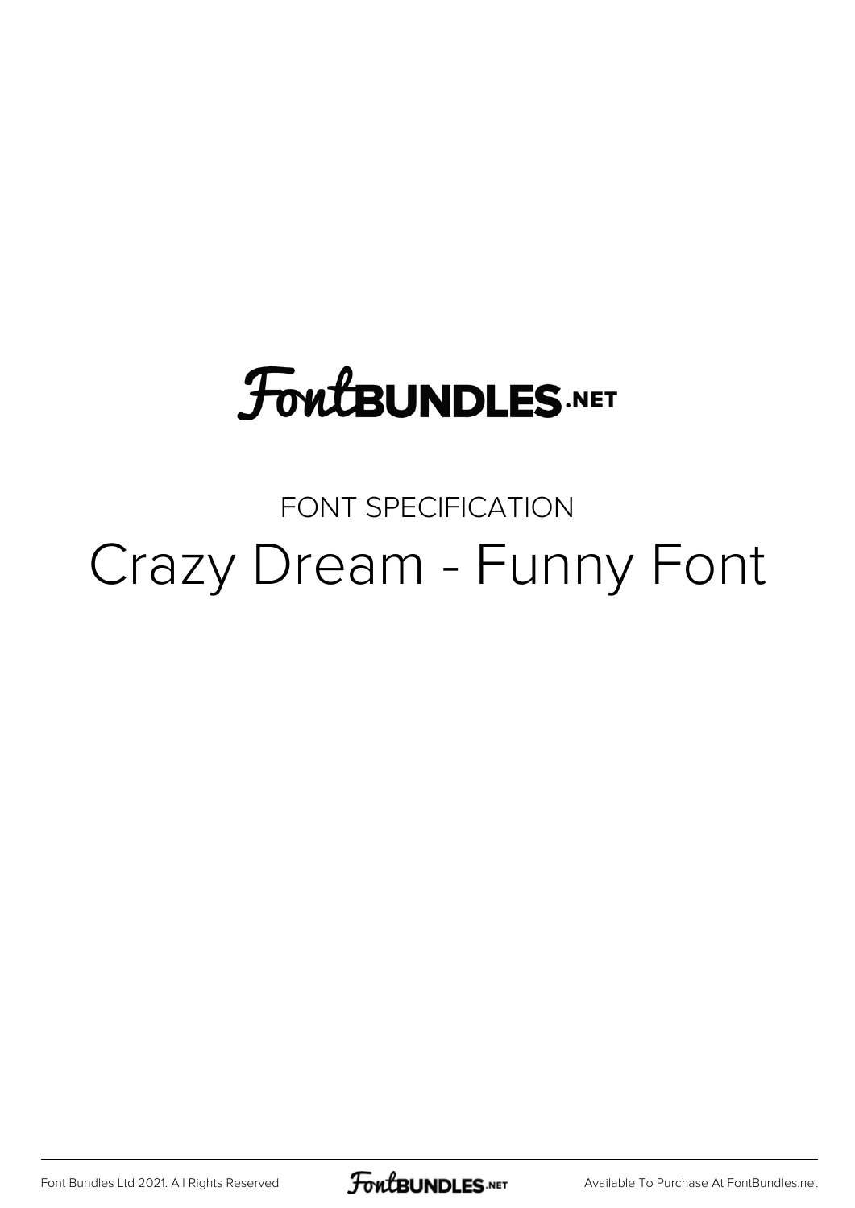FontBUNDLES.NET

FONT SPECIFICATION

# Crazy Dream - Funny Font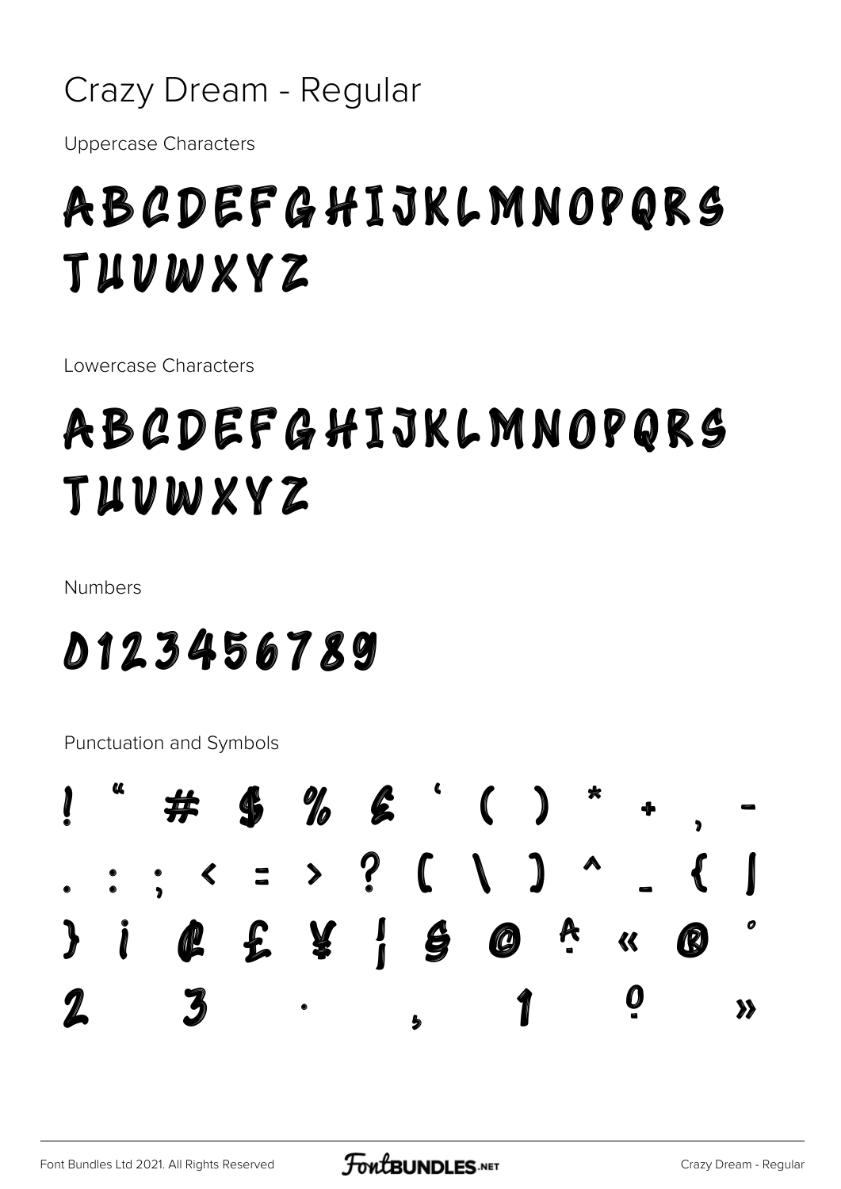# Crazy Dream - Regular

Uppercase Characters

ABCDEFGHIJKLMNOPQRS
TUVWXYZ

Lowercase Characters

ABCDEFGHIJKLMNOPQRS
TUVWXYZ

Numbers

0123456789

Punctuation and Symbols

! " # $ % & ' ( ) * + , -
. : ; < = > ? [ \ ] ^ _ { |
} ¡ ¢ £ ¥ ¦ § © ª « ® °
² ³ · ¸ ¹ º »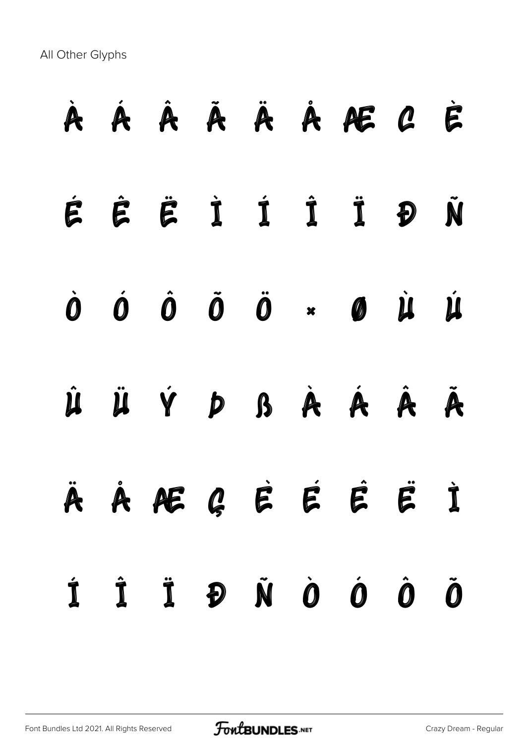All Other Glyphs

À Á Â Ã Ä Å Æ Ç È

É Ê Ë Ì Í Î Ï Ð Ñ

Ò Ó Ô Õ Ö × Ø Ù Ú

Û Ü Ý Þ ß à á â ã

ä å æ ç è é ê ë ì

í î ï ð ñ ò ó ô õ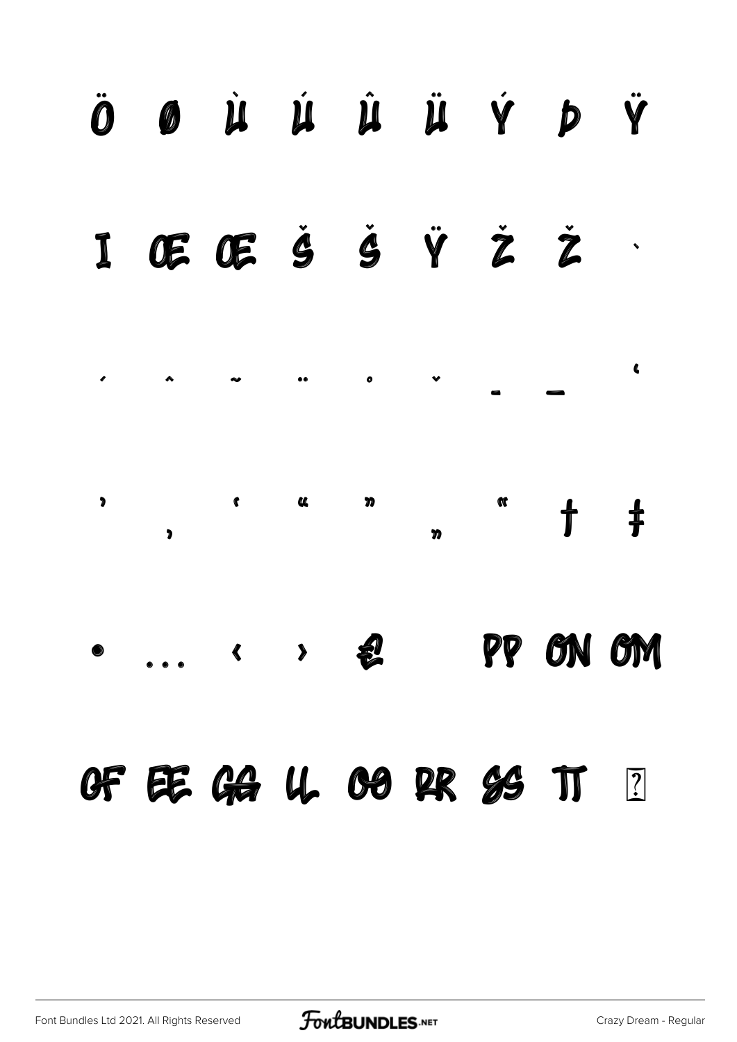Ö Ø Ù Ú Û Ü Ý Þ Ÿ

I Œ Œ Š Š Ÿ Ž Ž ˋ

ˊ ˆ ˜ ¨ ˚ ˇ - — ‘

’ ‚ ‛ “ ” „ ‟ † ‡

• … ‹ › €   PP ON OM

OF EE GG LL OO RR SS TT ?